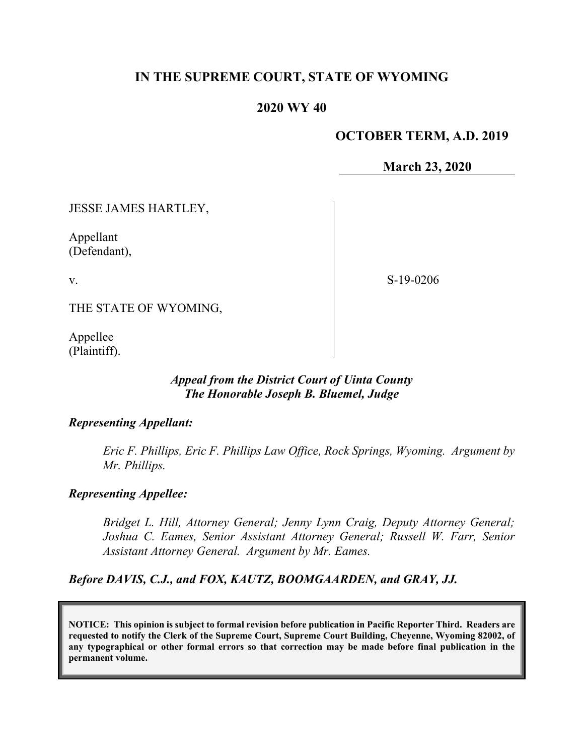**IN THE SUPREME COURT, STATE OF WYOMING**

**2020 WY 40**

**OCTOBER TERM, A.D. 2019**

**March 23, 2020**

| | |
|---|---|
| JESSE JAMES HARTLEY,<br><br>Appellant<br>(Defendant),<br><br>v.<br><br>THE STATE OF WYOMING,<br><br>Appellee<br>(Plaintiff). | S-19-0206 |

***Appeal from the District Court of Uinta County***
***The Honorable Joseph B. Bluemel, Judge***

***Representing Appellant:***

*Eric F. Phillips, Eric F. Phillips Law Office, Rock Springs, Wyoming. Argument by Mr. Phillips.*

***Representing Appellee:***

*Bridget L. Hill, Attorney General; Jenny Lynn Craig, Deputy Attorney General; Joshua C. Eames, Senior Assistant Attorney General; Russell W. Farr, Senior Assistant Attorney General. Argument by Mr. Eames.*

***Before DAVIS, C.J., and FOX, KAUTZ, BOOMGAARDEN, and GRAY, JJ.***

**NOTICE: This opinion is subject to formal revision before publication in Pacific Reporter Third. Readers are requested to notify the Clerk of the Supreme Court, Supreme Court Building, Cheyenne, Wyoming 82002, of any typographical or other formal errors so that correction may be made before final publication in the permanent volume.**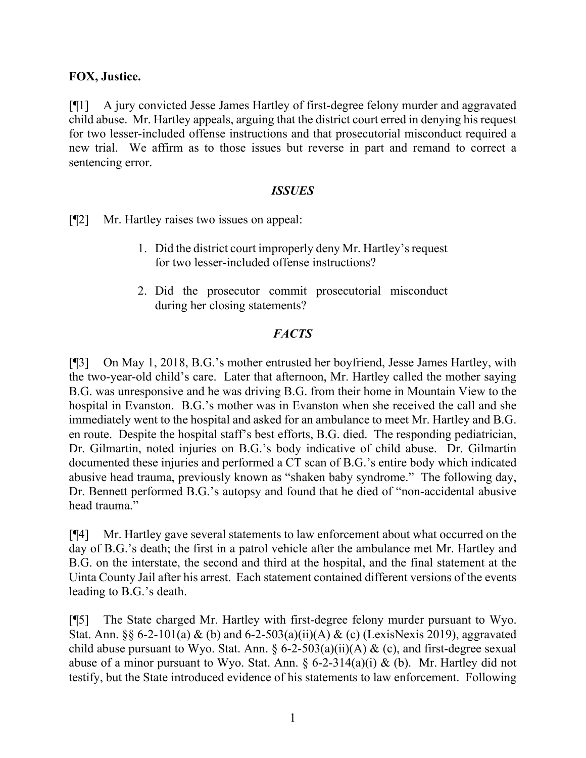**FOX, Justice.**

[¶1] A jury convicted Jesse James Hartley of first-degree felony murder and aggravated child abuse. Mr. Hartley appeals, arguing that the district court erred in denying his request for two lesser-included offense instructions and that prosecutorial misconduct required a new trial. We affirm as to those issues but reverse in part and remand to correct a sentencing error.

### *ISSUES*

[¶2] Mr. Hartley raises two issues on appeal:

> 1. Did the district court improperly deny Mr. Hartley's request for two lesser-included offense instructions?
>
> 2. Did the prosecutor commit prosecutorial misconduct during her closing statements?

### *FACTS*

[¶3] On May 1, 2018, B.G.'s mother entrusted her boyfriend, Jesse James Hartley, with the two-year-old child's care. Later that afternoon, Mr. Hartley called the mother saying B.G. was unresponsive and he was driving B.G. from their home in Mountain View to the hospital in Evanston. B.G.'s mother was in Evanston when she received the call and she immediately went to the hospital and asked for an ambulance to meet Mr. Hartley and B.G. en route. Despite the hospital staff's best efforts, B.G. died. The responding pediatrician, Dr. Gilmartin, noted injuries on B.G.'s body indicative of child abuse. Dr. Gilmartin documented these injuries and performed a CT scan of B.G.'s entire body which indicated abusive head trauma, previously known as "shaken baby syndrome." The following day, Dr. Bennett performed B.G.'s autopsy and found that he died of "non-accidental abusive head trauma."

[¶4] Mr. Hartley gave several statements to law enforcement about what occurred on the day of B.G.'s death; the first in a patrol vehicle after the ambulance met Mr. Hartley and B.G. on the interstate, the second and third at the hospital, and the final statement at the Uinta County Jail after his arrest. Each statement contained different versions of the events leading to B.G.'s death.

[¶5] The State charged Mr. Hartley with first-degree felony murder pursuant to Wyo. Stat. Ann. §§ 6-2-101(a) & (b) and 6-2-503(a)(ii)(A) & (c) (LexisNexis 2019), aggravated child abuse pursuant to Wyo. Stat. Ann. § 6-2-503(a)(ii)(A) & (c), and first-degree sexual abuse of a minor pursuant to Wyo. Stat. Ann. § 6-2-314(a)(i) & (b). Mr. Hartley did not testify, but the State introduced evidence of his statements to law enforcement. Following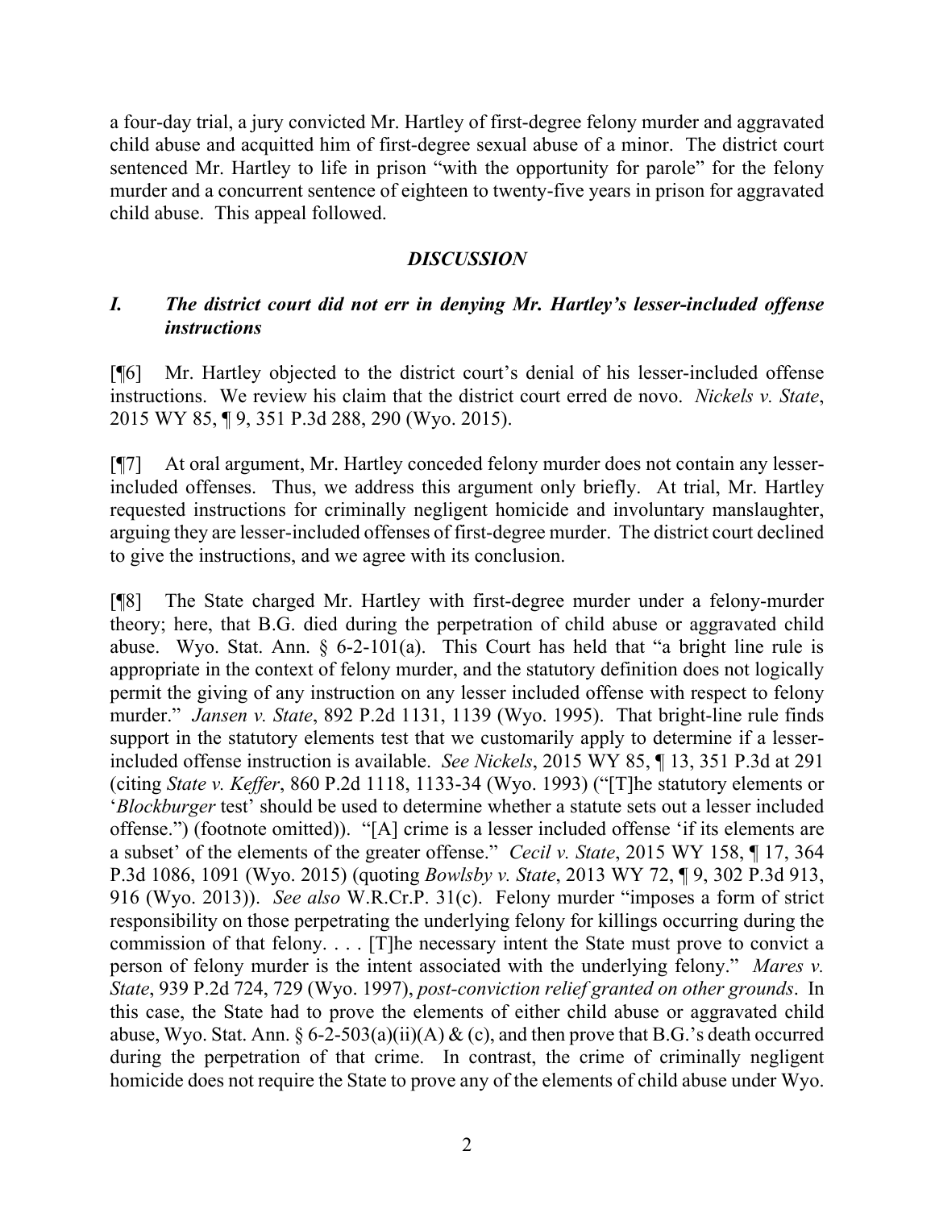a four-day trial, a jury convicted Mr. Hartley of first-degree felony murder and aggravated child abuse and acquitted him of first-degree sexual abuse of a minor. The district court sentenced Mr. Hartley to life in prison "with the opportunity for parole" for the felony murder and a concurrent sentence of eighteen to twenty-five years in prison for aggravated child abuse. This appeal followed.

## *DISCUSSION*

### *I. The district court did not err in denying Mr. Hartley's lesser-included offense instructions*

[¶6] Mr. Hartley objected to the district court's denial of his lesser-included offense instructions. We review his claim that the district court erred de novo. *Nickels v. State*, 2015 WY 85, ¶ 9, 351 P.3d 288, 290 (Wyo. 2015).

[¶7] At oral argument, Mr. Hartley conceded felony murder does not contain any lesser-included offenses. Thus, we address this argument only briefly. At trial, Mr. Hartley requested instructions for criminally negligent homicide and involuntary manslaughter, arguing they are lesser-included offenses of first-degree murder. The district court declined to give the instructions, and we agree with its conclusion.

[¶8] The State charged Mr. Hartley with first-degree murder under a felony-murder theory; here, that B.G. died during the perpetration of child abuse or aggravated child abuse. Wyo. Stat. Ann. § 6-2-101(a). This Court has held that "a bright line rule is appropriate in the context of felony murder, and the statutory definition does not logically permit the giving of any instruction on any lesser included offense with respect to felony murder." *Jansen v. State*, 892 P.2d 1131, 1139 (Wyo. 1995). That bright-line rule finds support in the statutory elements test that we customarily apply to determine if a lesser-included offense instruction is available. *See Nickels*, 2015 WY 85, ¶ 13, 351 P.3d at 291 (citing *State v. Keffer*, 860 P.2d 1118, 1133-34 (Wyo. 1993) ("[T]he statutory elements or '*Blockburger* test' should be used to determine whether a statute sets out a lesser included offense.") (footnote omitted)). "[A] crime is a lesser included offense 'if its elements are a subset' of the elements of the greater offense." *Cecil v. State*, 2015 WY 158, ¶ 17, 364 P.3d 1086, 1091 (Wyo. 2015) (quoting *Bowlsby v. State*, 2013 WY 72, ¶ 9, 302 P.3d 913, 916 (Wyo. 2013)). *See also* W.R.Cr.P. 31(c). Felony murder "imposes a form of strict responsibility on those perpetrating the underlying felony for killings occurring during the commission of that felony. . . . [T]he necessary intent the State must prove to convict a person of felony murder is the intent associated with the underlying felony." *Mares v. State*, 939 P.2d 724, 729 (Wyo. 1997), *post-conviction relief granted on other grounds*. In this case, the State had to prove the elements of either child abuse or aggravated child abuse, Wyo. Stat. Ann. § 6-2-503(a)(ii)(A) & (c), and then prove that B.G.'s death occurred during the perpetration of that crime. In contrast, the crime of criminally negligent homicide does not require the State to prove any of the elements of child abuse under Wyo.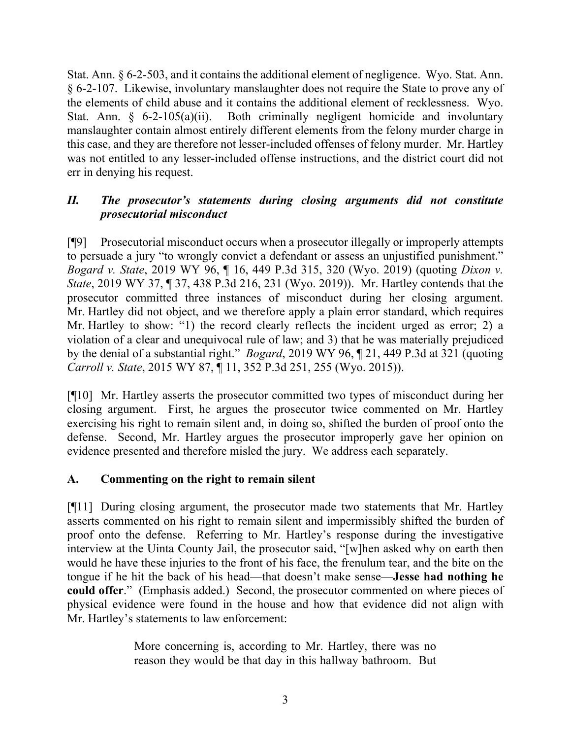Stat. Ann. § 6-2-503, and it contains the additional element of negligence. Wyo. Stat. Ann. § 6-2-107. Likewise, involuntary manslaughter does not require the State to prove any of the elements of child abuse and it contains the additional element of recklessness. Wyo. Stat. Ann. § 6-2-105(a)(ii). Both criminally negligent homicide and involuntary manslaughter contain almost entirely different elements from the felony murder charge in this case, and they are therefore not lesser-included offenses of felony murder. Mr. Hartley was not entitled to any lesser-included offense instructions, and the district court did not err in denying his request.

## *II. The prosecutor's statements during closing arguments did not constitute prosecutorial misconduct*

[¶9] Prosecutorial misconduct occurs when a prosecutor illegally or improperly attempts to persuade a jury "to wrongly convict a defendant or assess an unjustified punishment." *Bogard v. State*, 2019 WY 96, ¶ 16, 449 P.3d 315, 320 (Wyo. 2019) (quoting *Dixon v. State*, 2019 WY 37, ¶ 37, 438 P.3d 216, 231 (Wyo. 2019)). Mr. Hartley contends that the prosecutor committed three instances of misconduct during her closing argument. Mr. Hartley did not object, and we therefore apply a plain error standard, which requires Mr. Hartley to show: "1) the record clearly reflects the incident urged as error; 2) a violation of a clear and unequivocal rule of law; and 3) that he was materially prejudiced by the denial of a substantial right." *Bogard*, 2019 WY 96, ¶ 21, 449 P.3d at 321 (quoting *Carroll v. State*, 2015 WY 87, ¶ 11, 352 P.3d 251, 255 (Wyo. 2015)).

[¶10] Mr. Hartley asserts the prosecutor committed two types of misconduct during her closing argument. First, he argues the prosecutor twice commented on Mr. Hartley exercising his right to remain silent and, in doing so, shifted the burden of proof onto the defense. Second, Mr. Hartley argues the prosecutor improperly gave her opinion on evidence presented and therefore misled the jury. We address each separately.

### A. Commenting on the right to remain silent

[¶11] During closing argument, the prosecutor made two statements that Mr. Hartley asserts commented on his right to remain silent and impermissibly shifted the burden of proof onto the defense. Referring to Mr. Hartley's response during the investigative interview at the Uinta County Jail, the prosecutor said, "[w]hen asked why on earth then would he have these injuries to the front of his face, the frenulum tear, and the bite on the tongue if he hit the back of his head—that doesn't make sense—**Jesse had nothing he could offer**." (Emphasis added.) Second, the prosecutor commented on where pieces of physical evidence were found in the house and how that evidence did not align with Mr. Hartley's statements to law enforcement:

> More concerning is, according to Mr. Hartley, there was no reason they would be that day in this hallway bathroom. But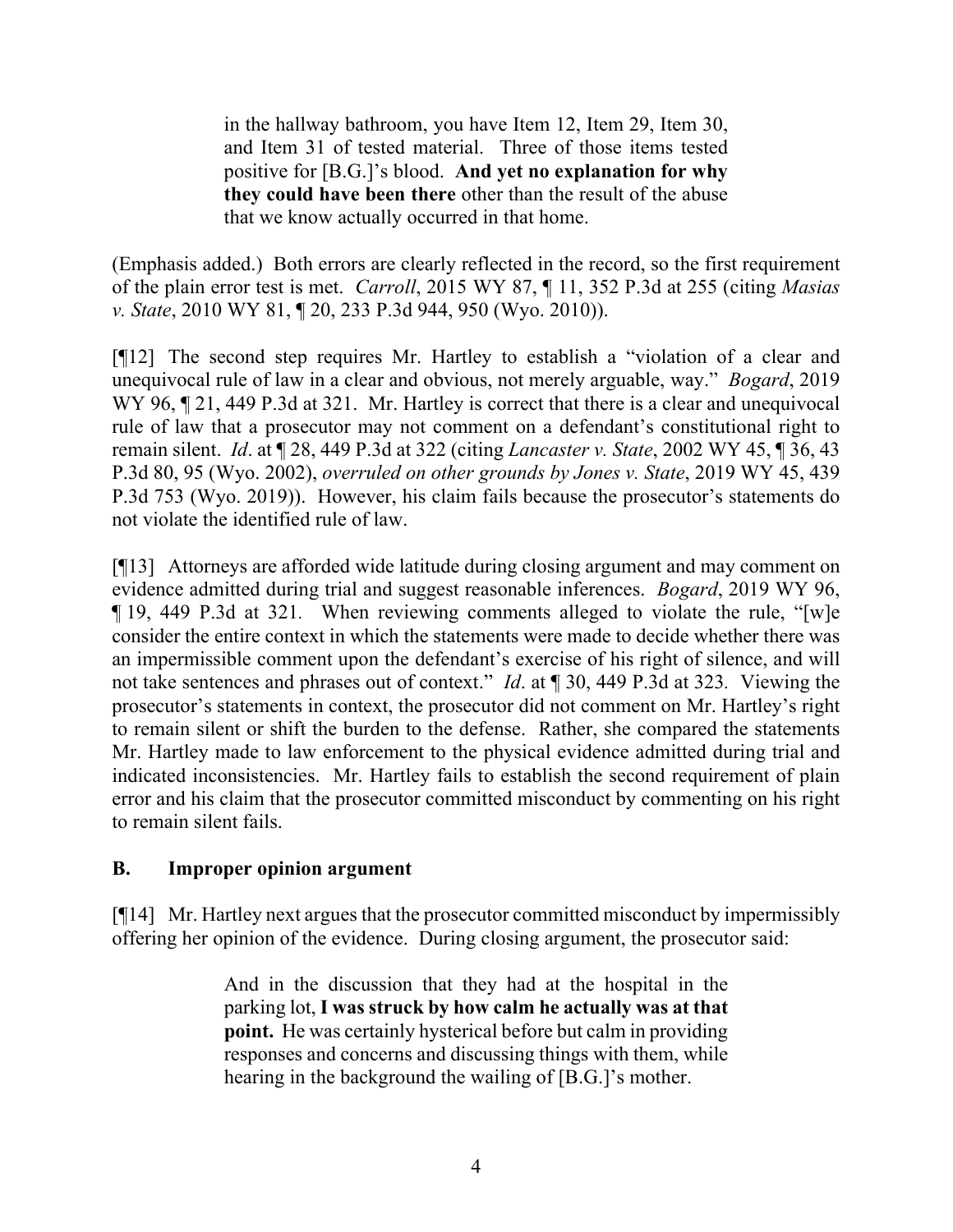> in the hallway bathroom, you have Item 12, Item 29, Item 30, and Item 31 of tested material. Three of those items tested positive for [B.G.]'s blood. **And yet no explanation for why they could have been there** other than the result of the abuse that we know actually occurred in that home.

(Emphasis added.) Both errors are clearly reflected in the record, so the first requirement of the plain error test is met. *Carroll*, 2015 WY 87, ¶ 11, 352 P.3d at 255 (citing *Masias v. State*, 2010 WY 81, ¶ 20, 233 P.3d 944, 950 (Wyo. 2010)).

[¶12] The second step requires Mr. Hartley to establish a "violation of a clear and unequivocal rule of law in a clear and obvious, not merely arguable, way." *Bogard*, 2019 WY 96, ¶ 21, 449 P.3d at 321. Mr. Hartley is correct that there is a clear and unequivocal rule of law that a prosecutor may not comment on a defendant's constitutional right to remain silent. *Id*. at ¶ 28, 449 P.3d at 322 (citing *Lancaster v. State*, 2002 WY 45, ¶ 36, 43 P.3d 80, 95 (Wyo. 2002), *overruled on other grounds by Jones v. State*, 2019 WY 45, 439 P.3d 753 (Wyo. 2019)). However, his claim fails because the prosecutor's statements do not violate the identified rule of law.

[¶13] Attorneys are afforded wide latitude during closing argument and may comment on evidence admitted during trial and suggest reasonable inferences. *Bogard*, 2019 WY 96, ¶ 19, 449 P.3d at 321. When reviewing comments alleged to violate the rule, "[w]e consider the entire context in which the statements were made to decide whether there was an impermissible comment upon the defendant's exercise of his right of silence, and will not take sentences and phrases out of context." *Id*. at ¶ 30, 449 P.3d at 323. Viewing the prosecutor's statements in context, the prosecutor did not comment on Mr. Hartley's right to remain silent or shift the burden to the defense. Rather, she compared the statements Mr. Hartley made to law enforcement to the physical evidence admitted during trial and indicated inconsistencies. Mr. Hartley fails to establish the second requirement of plain error and his claim that the prosecutor committed misconduct by commenting on his right to remain silent fails.

## B. Improper opinion argument

[¶14] Mr. Hartley next argues that the prosecutor committed misconduct by impermissibly offering her opinion of the evidence. During closing argument, the prosecutor said:

> And in the discussion that they had at the hospital in the parking lot, **I was struck by how calm he actually was at that point.** He was certainly hysterical before but calm in providing responses and concerns and discussing things with them, while hearing in the background the wailing of [B.G.]'s mother.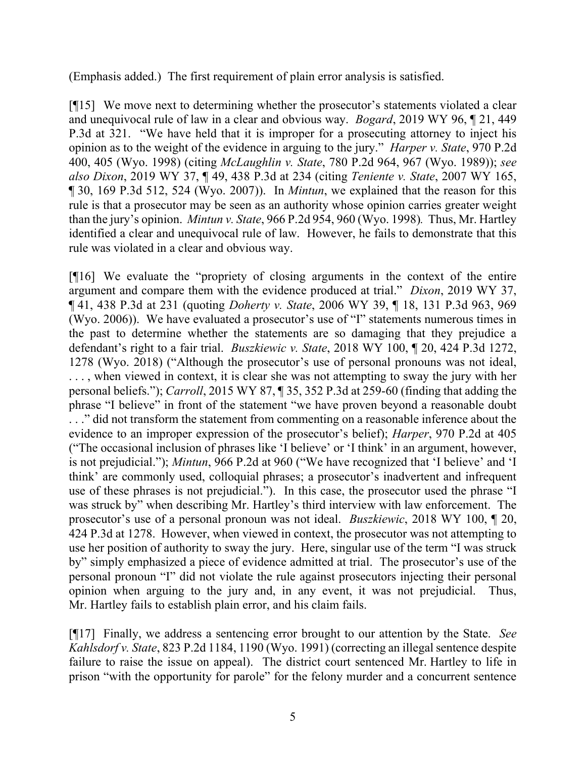(Emphasis added.) The first requirement of plain error analysis is satisfied.

[¶15] We move next to determining whether the prosecutor's statements violated a clear and unequivocal rule of law in a clear and obvious way. *Bogard*, 2019 WY 96, ¶ 21, 449 P.3d at 321. "We have held that it is improper for a prosecuting attorney to inject his opinion as to the weight of the evidence in arguing to the jury." *Harper v. State*, 970 P.2d 400, 405 (Wyo. 1998) (citing *McLaughlin v. State*, 780 P.2d 964, 967 (Wyo. 1989)); *see also Dixon*, 2019 WY 37, ¶ 49, 438 P.3d at 234 (citing *Teniente v. State*, 2007 WY 165, ¶ 30, 169 P.3d 512, 524 (Wyo. 2007)). In *Mintun*, we explained that the reason for this rule is that a prosecutor may be seen as an authority whose opinion carries greater weight than the jury's opinion. *Mintun v. State*, 966 P.2d 954, 960 (Wyo. 1998). Thus, Mr. Hartley identified a clear and unequivocal rule of law. However, he fails to demonstrate that this rule was violated in a clear and obvious way.

[¶16] We evaluate the "propriety of closing arguments in the context of the entire argument and compare them with the evidence produced at trial." *Dixon*, 2019 WY 37, ¶ 41, 438 P.3d at 231 (quoting *Doherty v. State*, 2006 WY 39, ¶ 18, 131 P.3d 963, 969 (Wyo. 2006)). We have evaluated a prosecutor's use of "I" statements numerous times in the past to determine whether the statements are so damaging that they prejudice a defendant's right to a fair trial. *Buszkiewic v. State*, 2018 WY 100, ¶ 20, 424 P.3d 1272, 1278 (Wyo. 2018) ("Although the prosecutor's use of personal pronouns was not ideal, . . . , when viewed in context, it is clear she was not attempting to sway the jury with her personal beliefs."); *Carroll*, 2015 WY 87, ¶ 35, 352 P.3d at 259-60 (finding that adding the phrase "I believe" in front of the statement "we have proven beyond a reasonable doubt . . ." did not transform the statement from commenting on a reasonable inference about the evidence to an improper expression of the prosecutor's belief); *Harper*, 970 P.2d at 405 ("The occasional inclusion of phrases like 'I believe' or 'I think' in an argument, however, is not prejudicial."); *Mintun*, 966 P.2d at 960 ("We have recognized that 'I believe' and 'I think' are commonly used, colloquial phrases; a prosecutor's inadvertent and infrequent use of these phrases is not prejudicial."). In this case, the prosecutor used the phrase "I was struck by" when describing Mr. Hartley's third interview with law enforcement. The prosecutor's use of a personal pronoun was not ideal. *Buszkiewic*, 2018 WY 100, ¶ 20, 424 P.3d at 1278. However, when viewed in context, the prosecutor was not attempting to use her position of authority to sway the jury. Here, singular use of the term "I was struck by" simply emphasized a piece of evidence admitted at trial. The prosecutor's use of the personal pronoun "I" did not violate the rule against prosecutors injecting their personal opinion when arguing to the jury and, in any event, it was not prejudicial. Thus, Mr. Hartley fails to establish plain error, and his claim fails.

[¶17] Finally, we address a sentencing error brought to our attention by the State. *See Kahlsdorf v. State*, 823 P.2d 1184, 1190 (Wyo. 1991) (correcting an illegal sentence despite failure to raise the issue on appeal). The district court sentenced Mr. Hartley to life in prison "with the opportunity for parole" for the felony murder and a concurrent sentence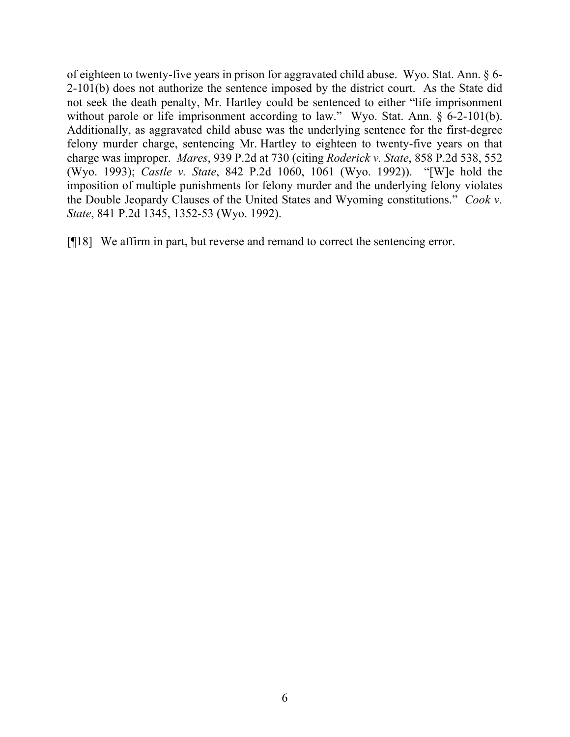of eighteen to twenty-five years in prison for aggravated child abuse. Wyo. Stat. Ann. § 6-2-101(b) does not authorize the sentence imposed by the district court. As the State did not seek the death penalty, Mr. Hartley could be sentenced to either "life imprisonment without parole or life imprisonment according to law." Wyo. Stat. Ann. § 6-2-101(b). Additionally, as aggravated child abuse was the underlying sentence for the first-degree felony murder charge, sentencing Mr. Hartley to eighteen to twenty-five years on that charge was improper. *Mares*, 939 P.2d at 730 (citing *Roderick v. State*, 858 P.2d 538, 552 (Wyo. 1993); *Castle v. State*, 842 P.2d 1060, 1061 (Wyo. 1992)). "[W]e hold the imposition of multiple punishments for felony murder and the underlying felony violates the Double Jeopardy Clauses of the United States and Wyoming constitutions." *Cook v. State*, 841 P.2d 1345, 1352-53 (Wyo. 1992).

[¶18] We affirm in part, but reverse and remand to correct the sentencing error.